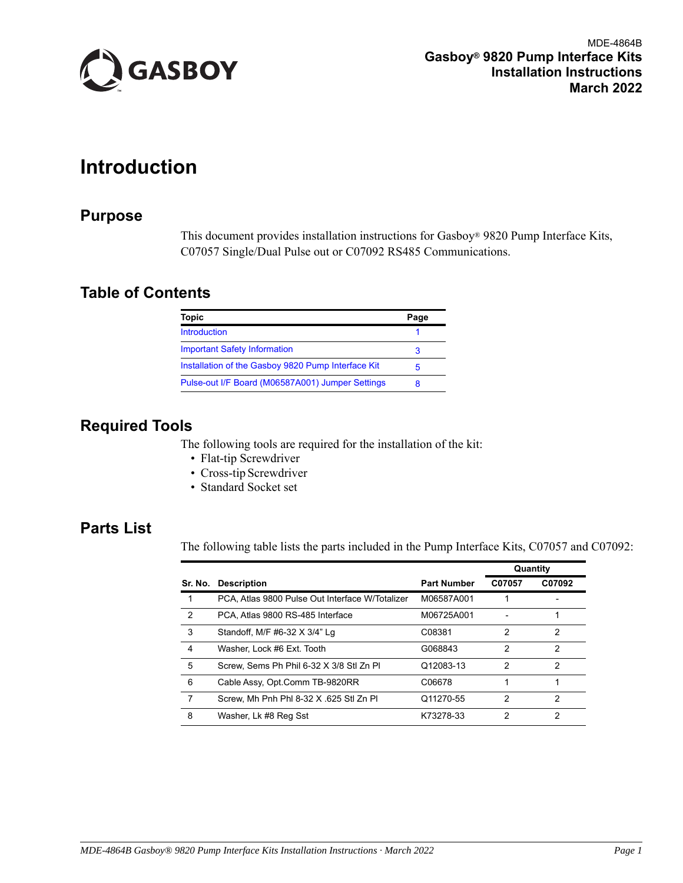MDE-4864B

**Gasboy® 9820 Pump Interface Kits**
**Installation Instructions**
**March 2022**

# Introduction

## Purpose

This document provides installation instructions for Gasboy® 9820 Pump Interface Kits, C07057 Single/Dual Pulse out or C07092 RS485 Communications.

## Table of Contents

| Topic | Page |
|---|---|
| Introduction | 1 |
| Important Safety Information | 3 |
| Installation of the Gasboy 9820 Pump Interface Kit | 5 |
| Pulse-out I/F Board (M06587A001) Jumper Settings | 8 |

## Required Tools

The following tools are required for the installation of the kit:

- Flat-tip Screwdriver
- Cross-tip Screwdriver
- Standard Socket set

## Parts List

The following table lists the parts included in the Pump Interface Kits, C07057 and C07092:

| | | | Quantity | |
|---|---|---|---|---|
| **Sr. No.** | **Description** | **Part Number** | **C07057** | **C07092** |
| 1 | PCA, Atlas 9800 Pulse Out Interface W/Totalizer | M06587A001 | 1 | - |
| 2 | PCA, Atlas 9800 RS-485 Interface | M06725A001 | - | 1 |
| 3 | Standoff, M/F #6-32 X 3/4" Lg | C08381 | 2 | 2 |
| 4 | Washer, Lock #6 Ext. Tooth | G068843 | 2 | 2 |
| 5 | Screw, Sems Ph Phil 6-32 X 3/8 Stl Zn Pl | Q12083-13 | 2 | 2 |
| 6 | Cable Assy, Opt.Comm TB-9820RR | C06678 | 1 | 1 |
| 7 | Screw, Mh Pnh Phl 8-32 X .625 Stl Zn Pl | Q11270-55 | 2 | 2 |
| 8 | Washer, Lk #8 Reg Sst | K73278-33 | 2 | 2 |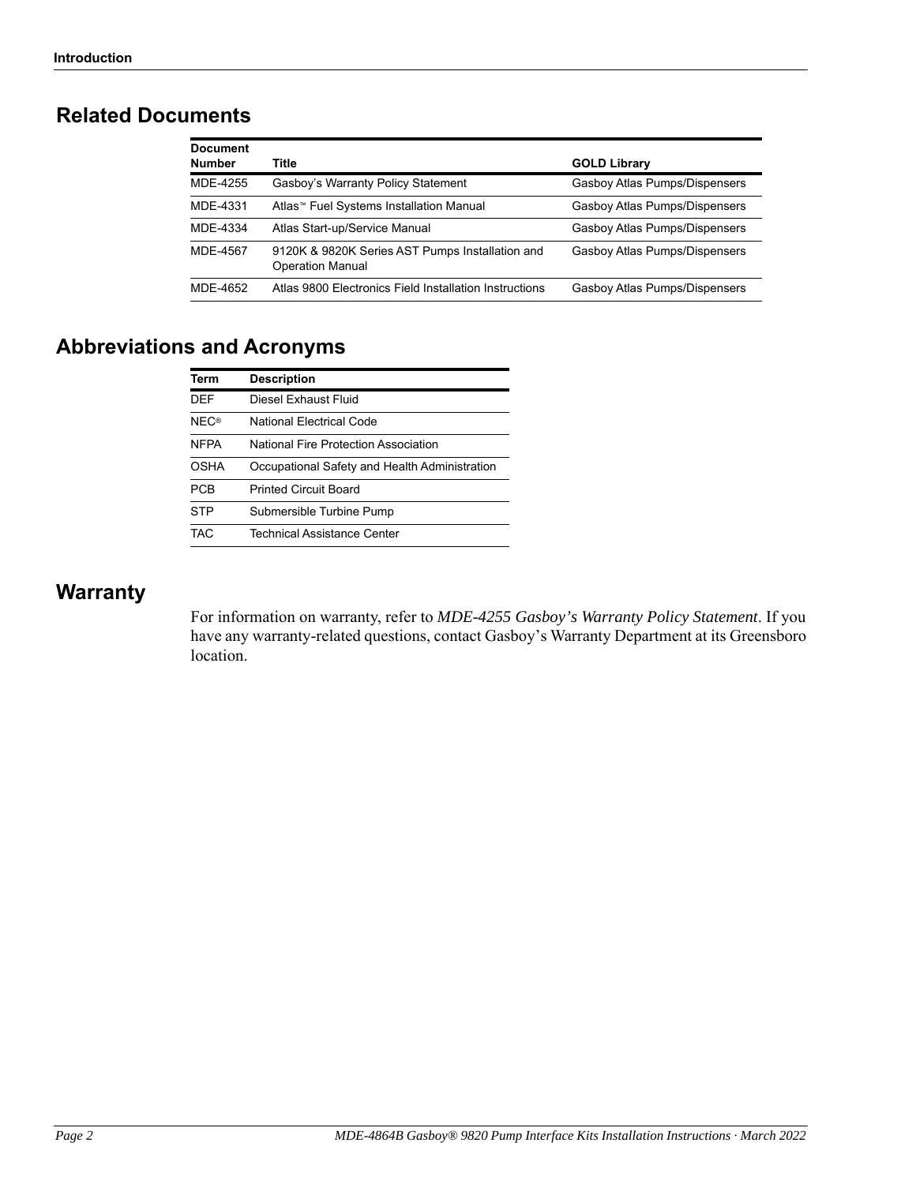## Related Documents

| Document Number | Title | GOLD Library |
| --- | --- | --- |
| MDE-4255 | Gasboy's Warranty Policy Statement | Gasboy Atlas Pumps/Dispensers |
| MDE-4331 | Atlas™ Fuel Systems Installation Manual | Gasboy Atlas Pumps/Dispensers |
| MDE-4334 | Atlas Start-up/Service Manual | Gasboy Atlas Pumps/Dispensers |
| MDE-4567 | 9120K & 9820K Series AST Pumps Installation and Operation Manual | Gasboy Atlas Pumps/Dispensers |
| MDE-4652 | Atlas 9800 Electronics Field Installation Instructions | Gasboy Atlas Pumps/Dispensers |

## Abbreviations and Acronyms

| Term | Description |
| --- | --- |
| DEF | Diesel Exhaust Fluid |
| NEC® | National Electrical Code |
| NFPA | National Fire Protection Association |
| OSHA | Occupational Safety and Health Administration |
| PCB | Printed Circuit Board |
| STP | Submersible Turbine Pump |
| TAC | Technical Assistance Center |

## Warranty

For information on warranty, refer to *MDE-4255 Gasboy's Warranty Policy Statement*. If you have any warranty-related questions, contact Gasboy's Warranty Department at its Greensboro location.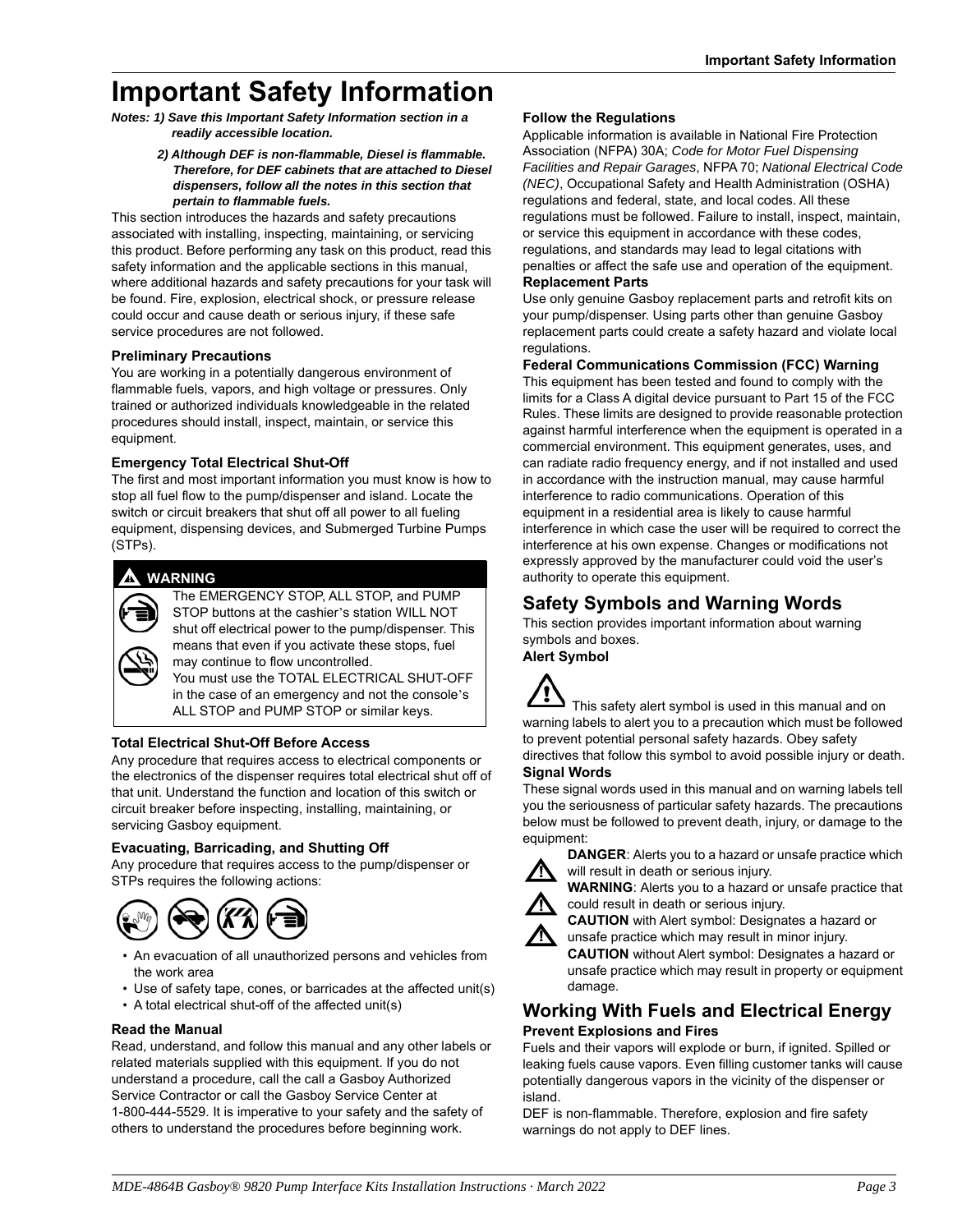# Important Safety Information

***Notes: 1) Save this Important Safety Information section in a readily accessible location.***

***2) Although DEF is non-flammable, Diesel is flammable. Therefore, for DEF cabinets that are attached to Diesel dispensers, follow all the notes in this section that pertain to flammable fuels.***

This section introduces the hazards and safety precautions associated with installing, inspecting, maintaining, or servicing this product. Before performing any task on this product, read this safety information and the applicable sections in this manual, where additional hazards and safety precautions for your task will be found. Fire, explosion, electrical shock, or pressure release could occur and cause death or serious injury, if these safe service procedures are not followed.

### Preliminary Precautions

You are working in a potentially dangerous environment of flammable fuels, vapors, and high voltage or pressures. Only trained or authorized individuals knowledgeable in the related procedures should install, inspect, maintain, or service this equipment.

### Emergency Total Electrical Shut-Off

The first and most important information you must know is how to stop all fuel flow to the pump/dispenser and island. Locate the switch or circuit breakers that shut off all power to all fueling equipment, dispensing devices, and Submerged Turbine Pumps (STPs).

> **WARNING**
>
> The EMERGENCY STOP, ALL STOP, and PUMP STOP buttons at the cashier's station WILL NOT shut off electrical power to the pump/dispenser. This means that even if you activate these stops, fuel may continue to flow uncontrolled.
>
> You must use the TOTAL ELECTRICAL SHUT-OFF in the case of an emergency and not the console's ALL STOP and PUMP STOP or similar keys.

### Total Electrical Shut-Off Before Access

Any procedure that requires access to electrical components or the electronics of the dispenser requires total electrical shut off of that unit. Understand the function and location of this switch or circuit breaker before inspecting, installing, maintaining, or servicing Gasboy equipment.

### Evacuating, Barricading, and Shutting Off

Any procedure that requires access to the pump/dispenser or STPs requires the following actions:

- An evacuation of all unauthorized persons and vehicles from the work area
- Use of safety tape, cones, or barricades at the affected unit(s)
- A total electrical shut-off of the affected unit(s)

### Read the Manual

Read, understand, and follow this manual and any other labels or related materials supplied with this equipment. If you do not understand a procedure, call the call a Gasboy Authorized Service Contractor or call the Gasboy Service Center at 1-800-444-5529. It is imperative to your safety and the safety of others to understand the procedures before beginning work.

### Follow the Regulations

Applicable information is available in National Fire Protection Association (NFPA) 30A; *Code for Motor Fuel Dispensing Facilities and Repair Garages*, NFPA 70; *National Electrical Code (NEC)*, Occupational Safety and Health Administration (OSHA) regulations and federal, state, and local codes. All these regulations must be followed. Failure to install, inspect, maintain, or service this equipment in accordance with these codes, regulations, and standards may lead to legal citations with penalties or affect the safe use and operation of the equipment.

### Replacement Parts

Use only genuine Gasboy replacement parts and retrofit kits on your pump/dispenser. Using parts other than genuine Gasboy replacement parts could create a safety hazard and violate local regulations.

### Federal Communications Commission (FCC) Warning

This equipment has been tested and found to comply with the limits for a Class A digital device pursuant to Part 15 of the FCC Rules. These limits are designed to provide reasonable protection against harmful interference when the equipment is operated in a commercial environment. This equipment generates, uses, and can radiate radio frequency energy, and if not installed and used in accordance with the instruction manual, may cause harmful interference to radio communications. Operation of this equipment in a residential area is likely to cause harmful interference in which case the user will be required to correct the interference at his own expense. Changes or modifications not expressly approved by the manufacturer could void the user's authority to operate this equipment.

## Safety Symbols and Warning Words

This section provides important information about warning symbols and boxes.

### Alert Symbol

This safety alert symbol is used in this manual and on warning labels to alert you to a precaution which must be followed to prevent potential personal safety hazards. Obey safety directives that follow this symbol to avoid possible injury or death.

### Signal Words

These signal words used in this manual and on warning labels tell you the seriousness of particular safety hazards. The precautions below must be followed to prevent death, injury, or damage to the equipment:

**DANGER**: Alerts you to a hazard or unsafe practice which will result in death or serious injury.

**WARNING**: Alerts you to a hazard or unsafe practice that could result in death or serious injury.

**CAUTION** with Alert symbol: Designates a hazard or unsafe practice which may result in minor injury.

**CAUTION** without Alert symbol: Designates a hazard or unsafe practice which may result in property or equipment damage.

## Working With Fuels and Electrical Energy

### Prevent Explosions and Fires

Fuels and their vapors will explode or burn, if ignited. Spilled or leaking fuels cause vapors. Even filling customer tanks will cause potentially dangerous vapors in the vicinity of the dispenser or island.

DEF is non-flammable. Therefore, explosion and fire safety warnings do not apply to DEF lines.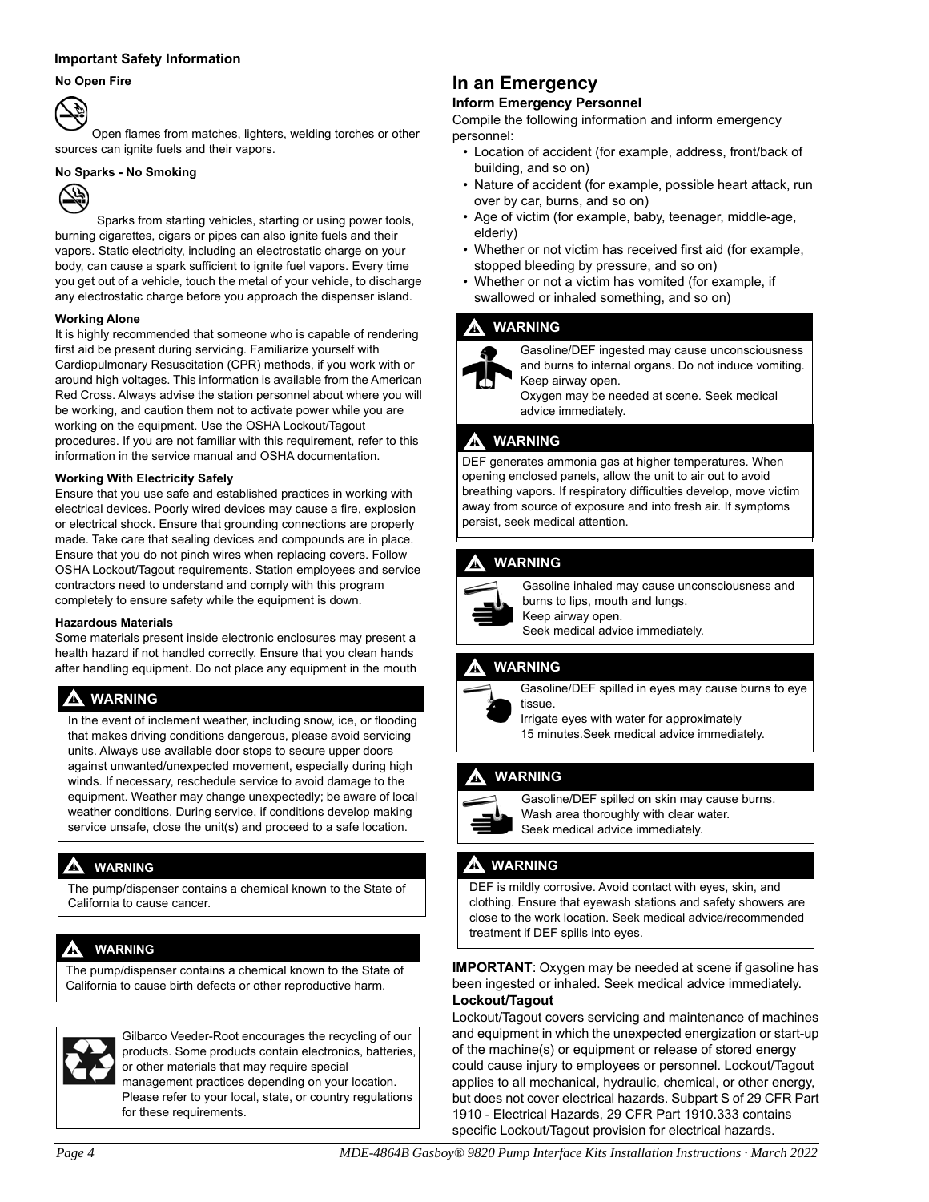## Important Safety Information

### No Open Fire

Open flames from matches, lighters, welding torches or other sources can ignite fuels and their vapors.

### No Sparks - No Smoking

Sparks from starting vehicles, starting or using power tools, burning cigarettes, cigars or pipes can also ignite fuels and their vapors. Static electricity, including an electrostatic charge on your body, can cause a spark sufficient to ignite fuel vapors. Every time you get out of a vehicle, touch the metal of your vehicle, to discharge any electrostatic charge before you approach the dispenser island.

### Working Alone

It is highly recommended that someone who is capable of rendering first aid be present during servicing. Familiarize yourself with Cardiopulmonary Resuscitation (CPR) methods, if you work with or around high voltages. This information is available from the American Red Cross. Always advise the station personnel about where you will be working, and caution them not to activate power while you are working on the equipment. Use the OSHA Lockout/Tagout procedures. If you are not familiar with this requirement, refer to this information in the service manual and OSHA documentation.

### Working With Electricity Safely

Ensure that you use safe and established practices in working with electrical devices. Poorly wired devices may cause a fire, explosion or electrical shock. Ensure that grounding connections are properly made. Take care that sealing devices and compounds are in place. Ensure that you do not pinch wires when replacing covers. Follow OSHA Lockout/Tagout requirements. Station employees and service contractors need to understand and comply with this program completely to ensure safety while the equipment is down.

### Hazardous Materials

Some materials present inside electronic enclosures may present a health hazard if not handled correctly. Ensure that you clean hands after handling equipment. Do not place any equipment in the mouth

**WARNING**

In the event of inclement weather, including snow, ice, or flooding that makes driving conditions dangerous, please avoid servicing units. Always use available door stops to secure upper doors against unwanted/unexpected movement, especially during high winds. If necessary, reschedule service to avoid damage to the equipment. Weather may change unexpectedly; be aware of local weather conditions. During service, if conditions develop making service unsafe, close the unit(s) and proceed to a safe location.

**WARNING**

The pump/dispenser contains a chemical known to the State of California to cause cancer.

**WARNING**

The pump/dispenser contains a chemical known to the State of California to cause birth defects or other reproductive harm.

Gilbarco Veeder-Root encourages the recycling of our products. Some products contain electronics, batteries, or other materials that may require special management practices depending on your location. Please refer to your local, state, or country regulations for these requirements.

## In an Emergency

### Inform Emergency Personnel

Compile the following information and inform emergency personnel:

- Location of accident (for example, address, front/back of building, and so on)
- Nature of accident (for example, possible heart attack, run over by car, burns, and so on)
- Age of victim (for example, baby, teenager, middle-age, elderly)
- Whether or not victim has received first aid (for example, stopped bleeding by pressure, and so on)
- Whether or not a victim has vomited (for example, if swallowed or inhaled something, and so on)

**WARNING**

Gasoline/DEF ingested may cause unconsciousness and burns to internal organs. Do not induce vomiting. Keep airway open.
Oxygen may be needed at scene. Seek medical advice immediately.

**WARNING**

DEF generates ammonia gas at higher temperatures. When opening enclosed panels, allow the unit to air out to avoid breathing vapors. If respiratory difficulties develop, move victim away from source of exposure and into fresh air. If symptoms persist, seek medical attention.

**WARNING**

Gasoline inhaled may cause unconsciousness and burns to lips, mouth and lungs.
Keep airway open.
Seek medical advice immediately.

**WARNING**

Gasoline/DEF spilled in eyes may cause burns to eye tissue.
Irrigate eyes with water for approximately 15 minutes.Seek medical advice immediately.

**WARNING**

Gasoline/DEF spilled on skin may cause burns.
Wash area thoroughly with clear water.
Seek medical advice immediately.

**WARNING**

DEF is mildly corrosive. Avoid contact with eyes, skin, and clothing. Ensure that eyewash stations and safety showers are close to the work location. Seek medical advice/recommended treatment if DEF spills into eyes.

**IMPORTANT**: Oxygen may be needed at scene if gasoline has been ingested or inhaled. Seek medical advice immediately.

### Lockout/Tagout

Lockout/Tagout covers servicing and maintenance of machines and equipment in which the unexpected energization or start-up of the machine(s) or equipment or release of stored energy could cause injury to employees or personnel. Lockout/Tagout applies to all mechanical, hydraulic, chemical, or other energy, but does not cover electrical hazards. Subpart S of 29 CFR Part 1910 - Electrical Hazards, 29 CFR Part 1910.333 contains specific Lockout/Tagout provision for electrical hazards.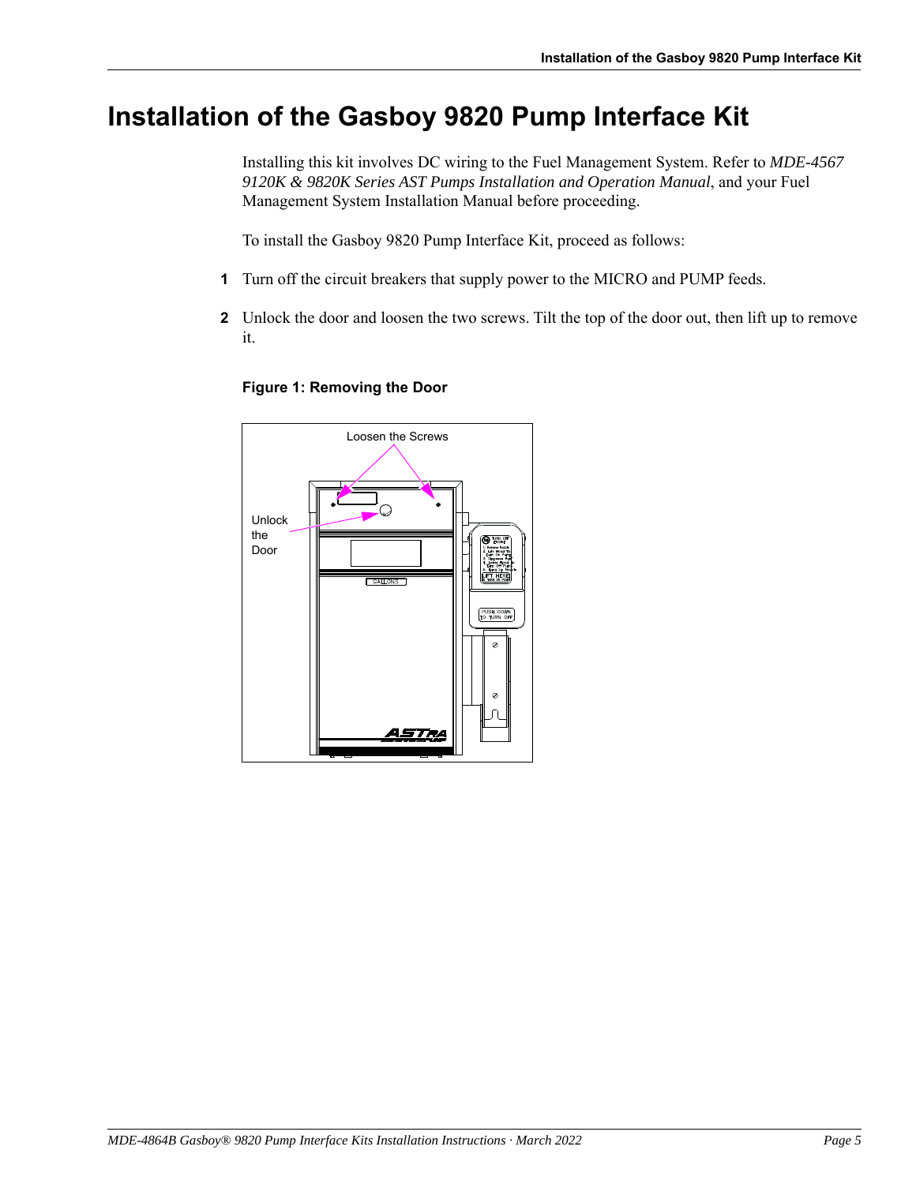# Installation of the Gasboy 9820 Pump Interface Kit

Installing this kit involves DC wiring to the Fuel Management System. Refer to *MDE-4567 9120K & 9820K Series AST Pumps Installation and Operation Manual*, and your Fuel Management System Installation Manual before proceeding.

To install the Gasboy 9820 Pump Interface Kit, proceed as follows:

1. Turn off the circuit breakers that supply power to the MICRO and PUMP feeds.
2. Unlock the door and loosen the two screws. Tilt the top of the door out, then lift up to remove it.

**Figure 1: Removing the Door**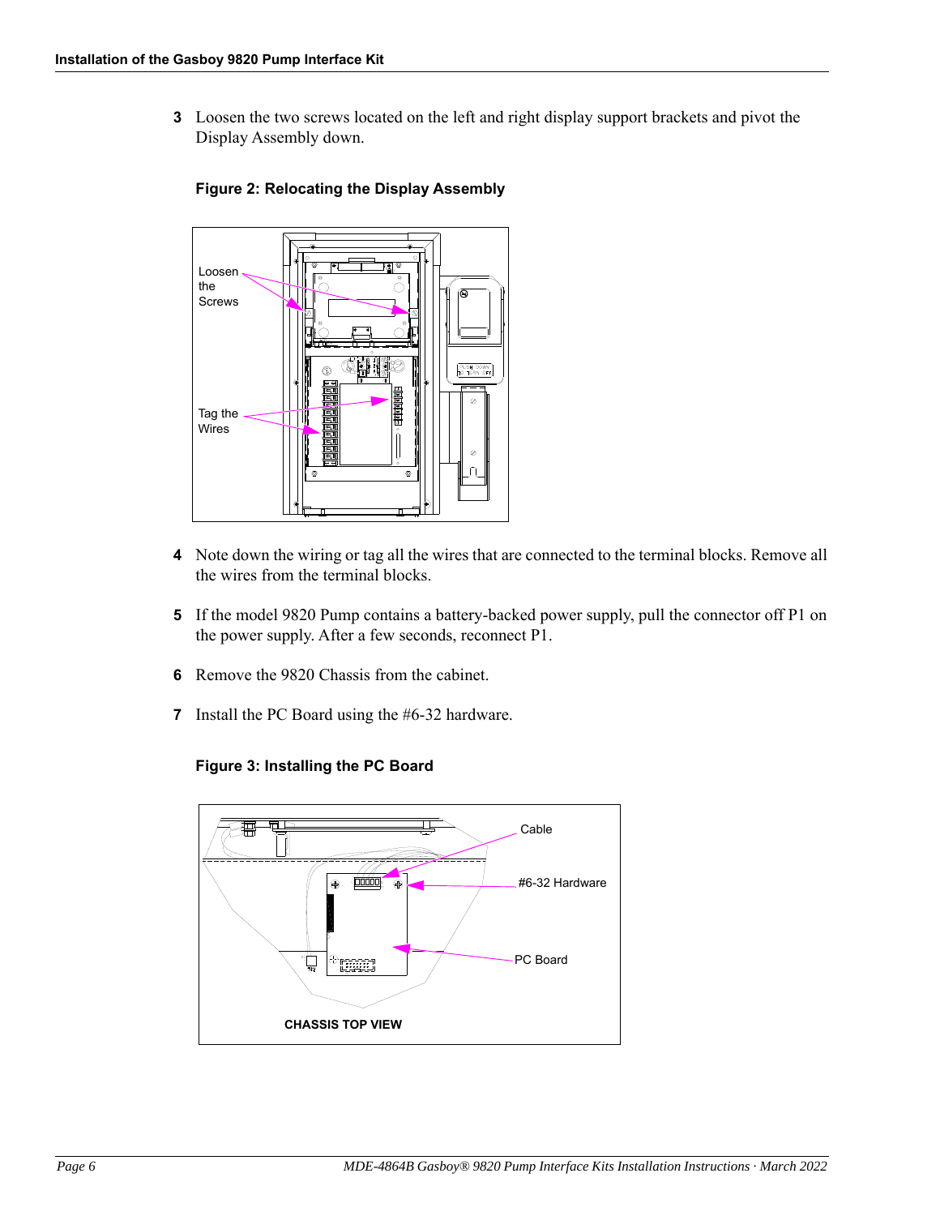3 Loosen the two screws located on the left and right display support brackets and pivot the Display Assembly down.

**Figure 2: Relocating the Display Assembly**

4 Note down the wiring or tag all the wires that are connected to the terminal blocks. Remove all the wires from the terminal blocks.

5 If the model 9820 Pump contains a battery-backed power supply, pull the connector off P1 on the power supply. After a few seconds, reconnect P1.

6 Remove the 9820 Chassis from the cabinet.

7 Install the PC Board using the #6-32 hardware.

**Figure 3: Installing the PC Board**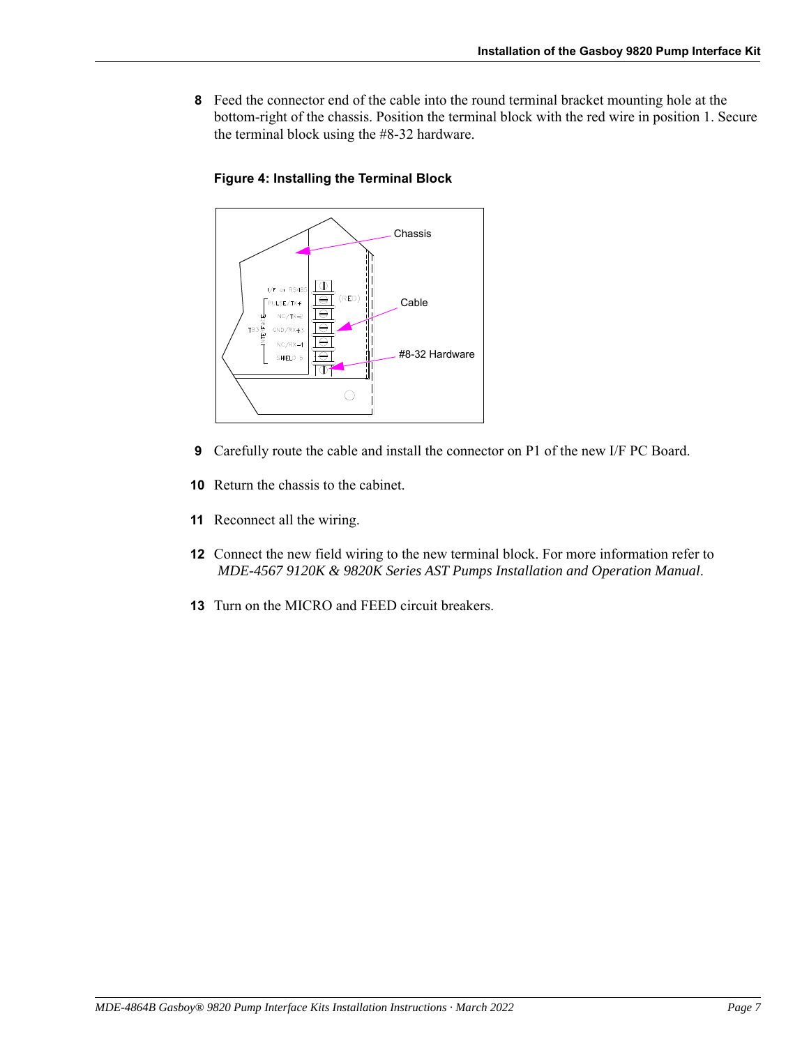8. Feed the connector end of the cable into the round terminal bracket mounting hole at the bottom-right of the chassis. Position the terminal block with the red wire in position 1. Secure the terminal block using the #8-32 hardware.

**Figure 4: Installing the Terminal Block**

9. Carefully route the cable and install the connector on P1 of the new I/F PC Board.

10. Return the chassis to the cabinet.

11. Reconnect all the wiring.

12. Connect the new field wiring to the new terminal block. For more information refer to *MDE-4567 9120K & 9820K Series AST Pumps Installation and Operation Manual*.

13. Turn on the MICRO and FEED circuit breakers.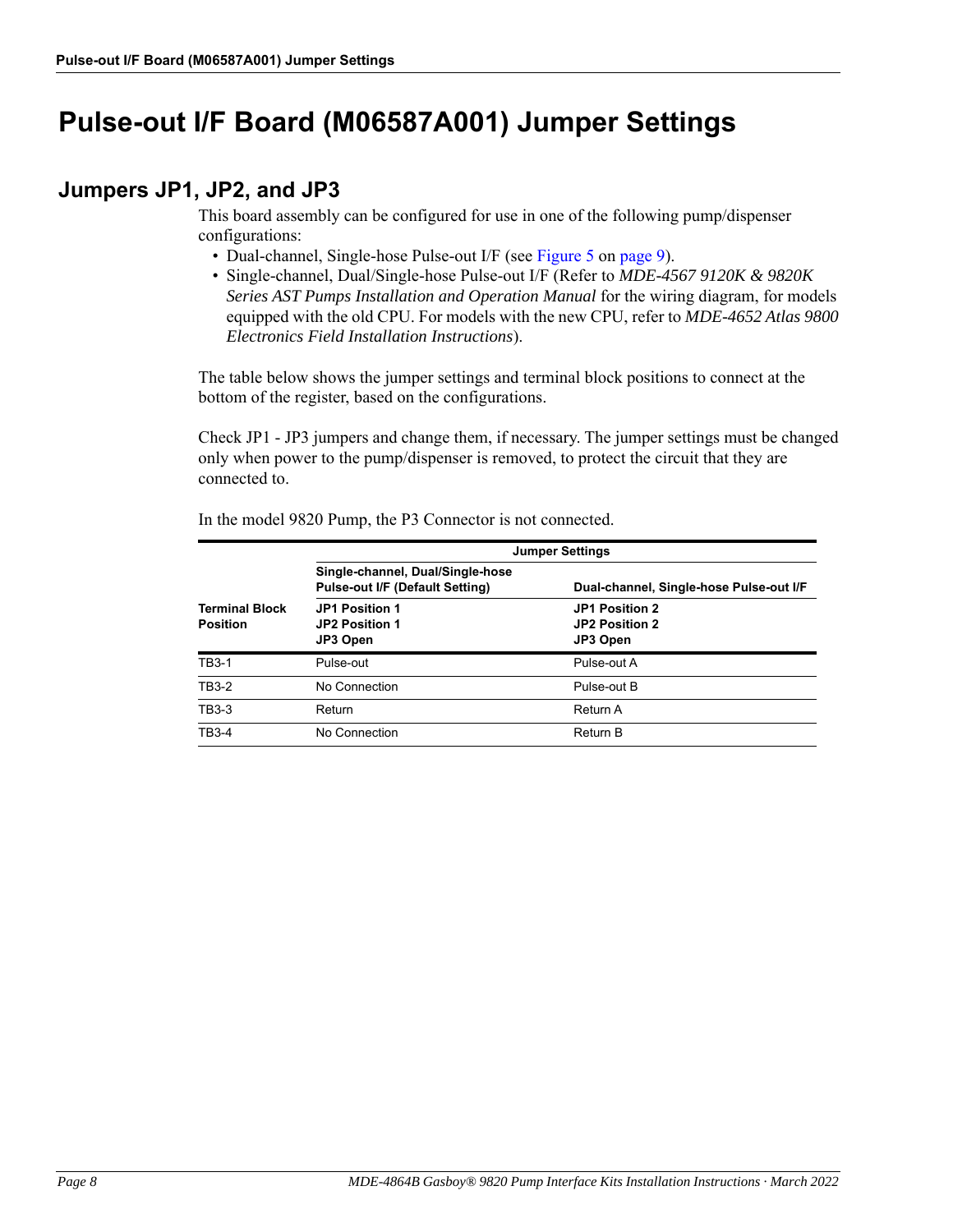# Pulse-out I/F Board (M06587A001) Jumper Settings

## Jumpers JP1, JP2, and JP3

This board assembly can be configured for use in one of the following pump/dispenser configurations:

- Dual-channel, Single-hose Pulse-out I/F (see Figure 5 on page 9).
- Single-channel, Dual/Single-hose Pulse-out I/F (Refer to *MDE-4567 9120K & 9820K Series AST Pumps Installation and Operation Manual* for the wiring diagram, for models equipped with the old CPU. For models with the new CPU, refer to *MDE-4652 Atlas 9800 Electronics Field Installation Instructions*).

The table below shows the jumper settings and terminal block positions to connect at the bottom of the register, based on the configurations.

Check JP1 - JP3 jumpers and change them, if necessary. The jumper settings must be changed only when power to the pump/dispenser is removed, to protect the circuit that they are connected to.

In the model 9820 Pump, the P3 Connector is not connected.

| | **Jumper Settings** | |
|---|---|---|
| | **Single-channel, Dual/Single-hose Pulse-out I/F (Default Setting)** | **Dual-channel, Single-hose Pulse-out I/F** |
| **Terminal Block Position** | **JP1 Position 1<br>JP2 Position 1<br>JP3 Open** | **JP1 Position 2<br>JP2 Position 2<br>JP3 Open** |
| TB3-1 | Pulse-out | Pulse-out A |
| TB3-2 | No Connection | Pulse-out B |
| TB3-3 | Return | Return A |
| TB3-4 | No Connection | Return B |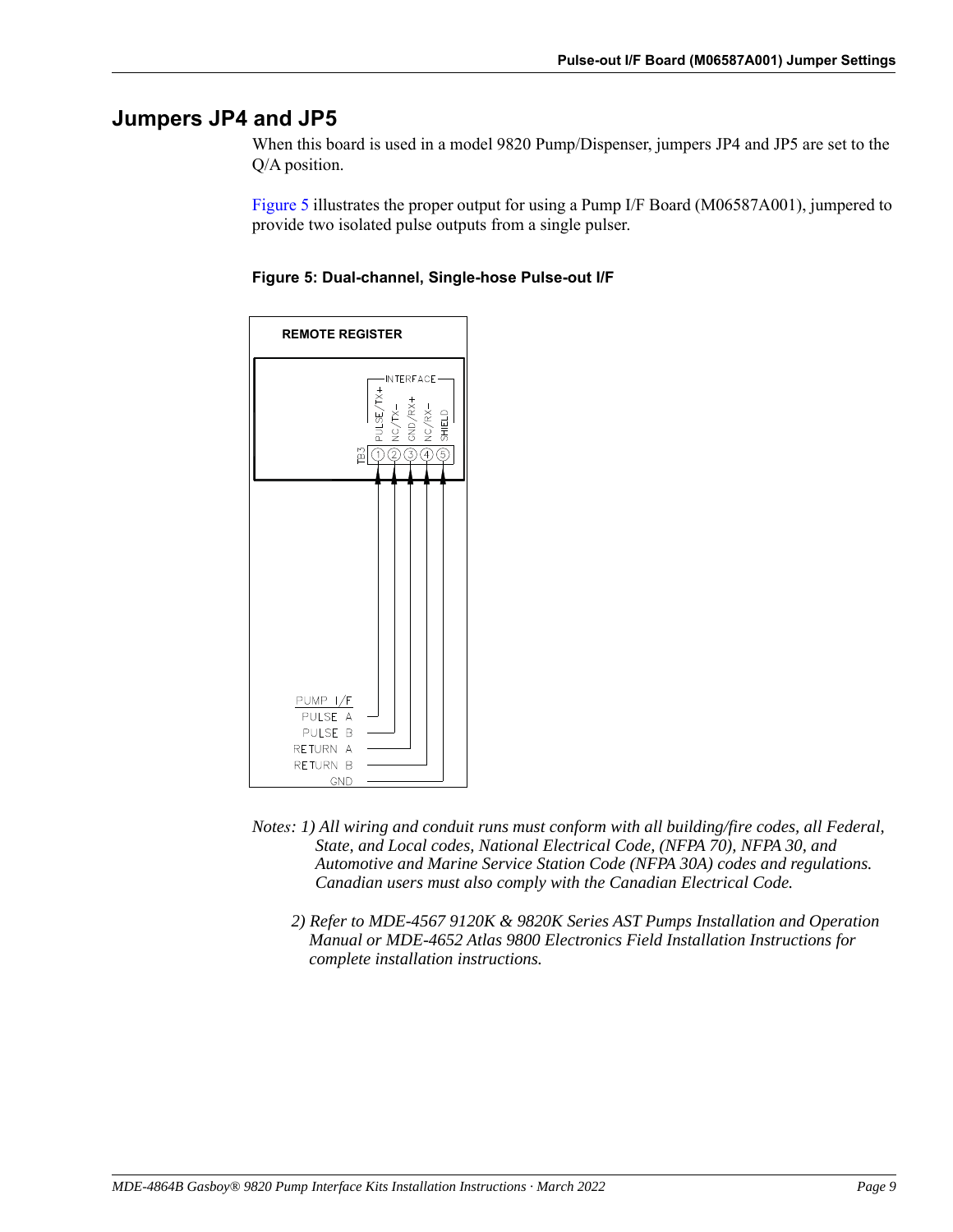## Jumpers JP4 and JP5

When this board is used in a model 9820 Pump/Dispenser, jumpers JP4 and JP5 are set to the Q/A position.

Figure 5 illustrates the proper output for using a Pump I/F Board (M06587A001), jumpered to provide two isolated pulse outputs from a single pulser.

**Figure 5: Dual-channel, Single-hose Pulse-out I/F**

REMOTE REGISTER

INTERFACE

TB3

| Terminal | Remote Register (TB3) | Pump I/F |
|---|---|---|
| 1 | PULSE/TX+ | PULSE A |
| 2 | NC/TX− | PULSE B |
| 3 | GND/RX+ | RETURN A |
| 4 | NC/RX− | RETURN B |
| 5 | SHIELD | GND |

*Notes: 1) All wiring and conduit runs must conform with all building/fire codes, all Federal, State, and Local codes, National Electrical Code, (NFPA 70), NFPA 30, and Automotive and Marine Service Station Code (NFPA 30A) codes and regulations. Canadian users must also comply with the Canadian Electrical Code.*

*2) Refer to MDE-4567 9120K & 9820K Series AST Pumps Installation and Operation Manual or MDE-4652 Atlas 9800 Electronics Field Installation Instructions for complete installation instructions.*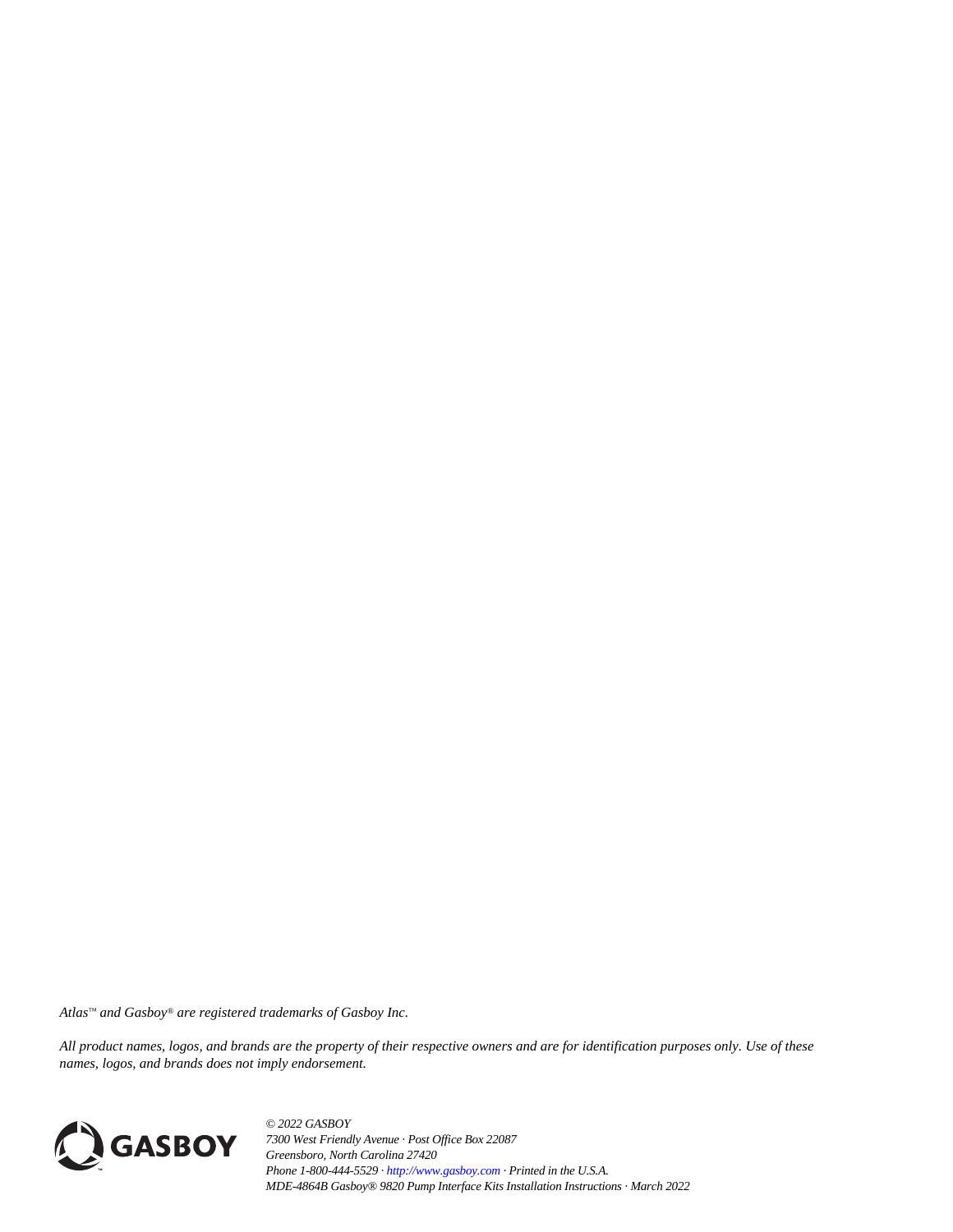*Atlas™ and Gasboy® are registered trademarks of Gasboy Inc.*

*All product names, logos, and brands are the property of their respective owners and are for identification purposes only. Use of these names, logos, and brands does not imply endorsement.*

GASBOY

*© 2022 GASBOY*
*7300 West Friendly Avenue · Post Office Box 22087*
*Greensboro, North Carolina 27420*
*Phone 1-800-444-5529 · http://www.gasboy.com · Printed in the U.S.A.*
*MDE-4864B Gasboy® 9820 Pump Interface Kits Installation Instructions · March 2022*